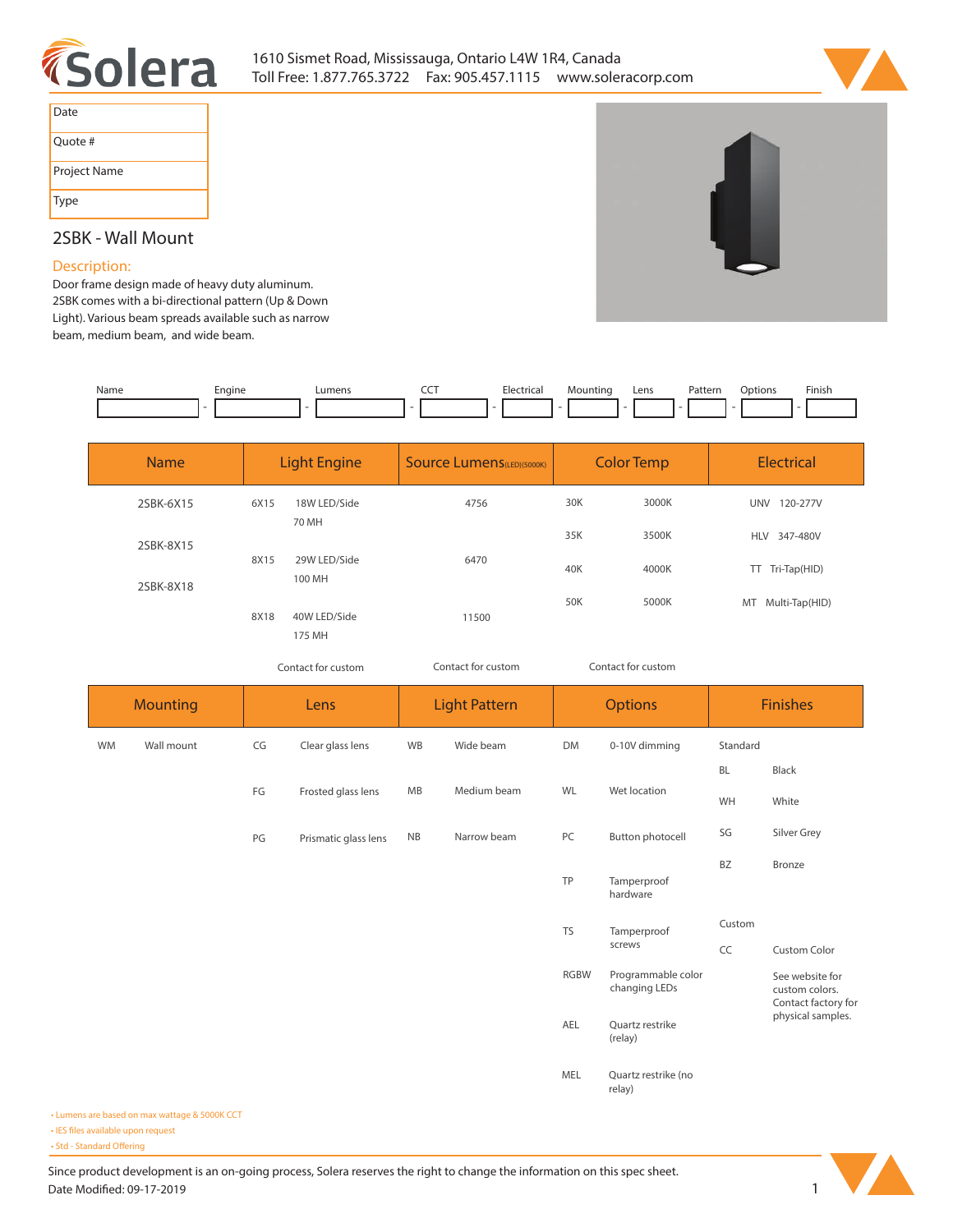Solera

1610 Sismet Road, Mississauga, Ontario L4W 1R4, Canada
Toll Free: 1.877.765.3722 Fax: 905.457.1115 www.soleracorp.com

| Date | |
|---|---|
| Quote # | |
| Project Name | |
| Type | |

## 2SBK - Wall Mount

### Description:

Door frame design made of heavy duty aluminum. 2SBK comes with a bi-directional pattern (Up & Down Light). Various beam spreads available such as narrow beam, medium beam, and wide beam.

| Name | Engine | Lumens | CCT | Electrical | Mounting | Lens | Pattern | Options | Finish |
|---|---|---|---|---|---|---|---|---|---|
| | - | - | - | - | - | - | - | - | - |

| Name | Light Engine | | Source Lumens(LED)(5000K) | Color Temp | | Electrical | |
|---|---|---|---|---|---|---|---|
| 2SBK-6X15 | 6X15 | 18W LED/Side<br>70 MH | 4756 | 30K | 3000K | UNV | 120-277V |
| 2SBK-8X15 | 8X15 | 29W LED/Side<br>100 MH | 6470 | 35K | 3500K | HLV | 347-480V |
| 2SBK-8X18 | 8X18 | 40W LED/Side<br>175 MH | 11500 | 40K | 4000K | TT | Tri-Tap(HID) |
| | | | | 50K | 5000K | MT | Multi-Tap(HID) |
| | Contact for custom | | Contact for custom | Contact for custom | | | |

| Mounting | | Lens | | Light Pattern | | Options | | Finishes | |
|---|---|---|---|---|---|---|---|---|---|
| WM | Wall mount | CG | Clear glass lens | WB | Wide beam | DM | 0-10V dimming | Standard | |
| | | FG | Frosted glass lens | MB | Medium beam | WL | Wet location | BL | Black |
| | | PG | Prismatic glass lens | NB | Narrow beam | PC | Button photocell | WH | White |
| | | | | | | TP | Tamperproof hardware | SG | Silver Grey |
| | | | | | | TS | Tamperproof screws | BZ | Bronze |
| | | | | | | RGBW | Programmable color changing LEDs | Custom | |
| | | | | | | AEL | Quartz restrike (relay) | CC | Custom Color |
| | | | | | | MEL | Quartz restrike (no relay) | | See website for custom colors. Contact factory for physical samples. |

- Lumens are based on max wattage & 5000K CCT
- IES files available upon request
- Std - Standard Offering

Since product development is an on-going process, Solera reserves the right to change the information on this spec sheet.
Date Modified: 09-17-2019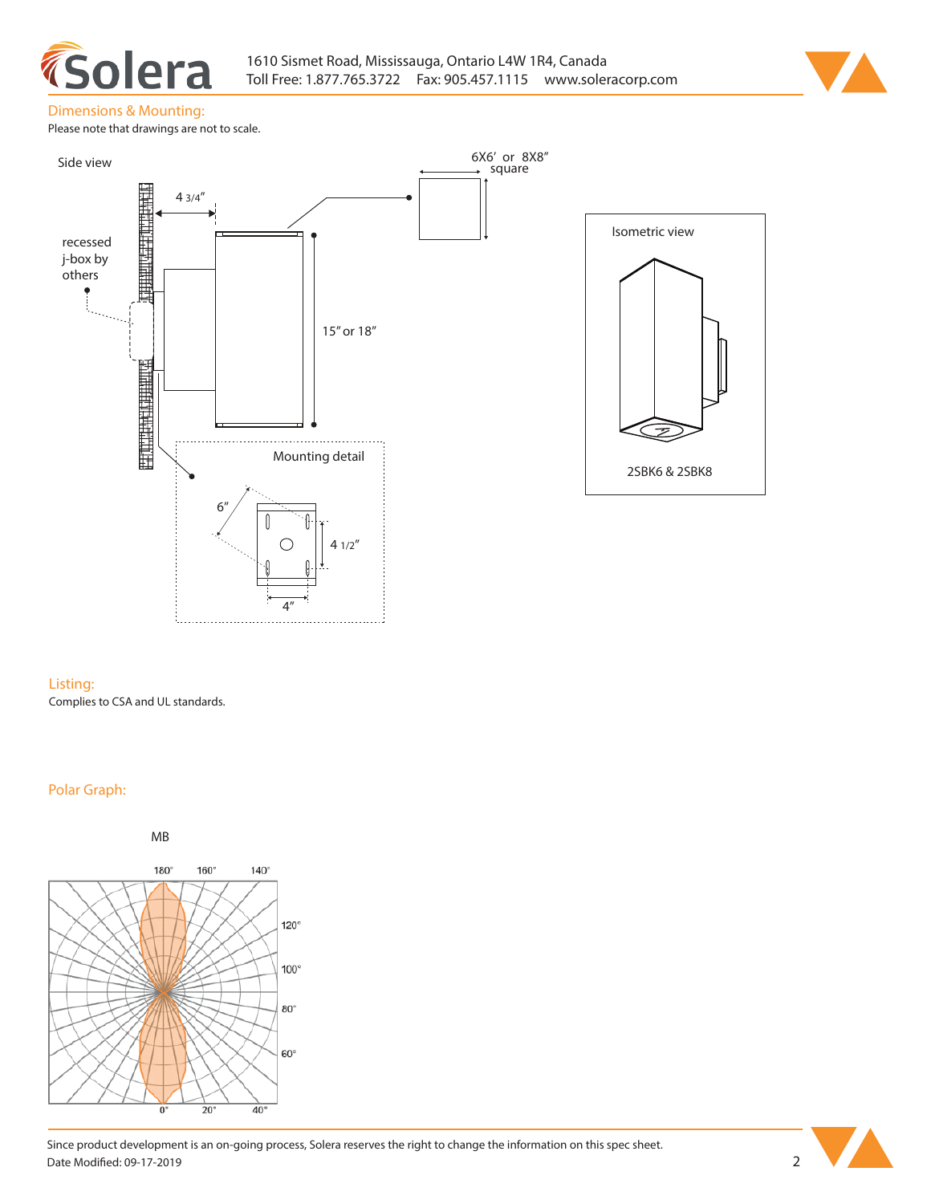Solera

1610 Sismet Road, Mississauga, Ontario L4W 1R4, Canada
Toll Free: 1.877.765.3722   Fax: 905.457.1115   www.soleracorp.com

## Dimensions & Mounting:

Please note that drawings are not to scale.

Side view

recessed
j-box by
others

4 3/4″

6X6′ or 8X8″
square

15″ or 18″

Mounting detail

6″

4 1/2″

4″

Isometric view

2SBK6 & 2SBK8

## Listing:

Complies to CSA and UL standards.

## Polar Graph:

MB

180° 160° 140°

120°

100°

80°

60°

0° 20° 40°

Since product development is an on-going process, Solera reserves the right to change the information on this spec sheet.
Date Modified: 09-17-2019